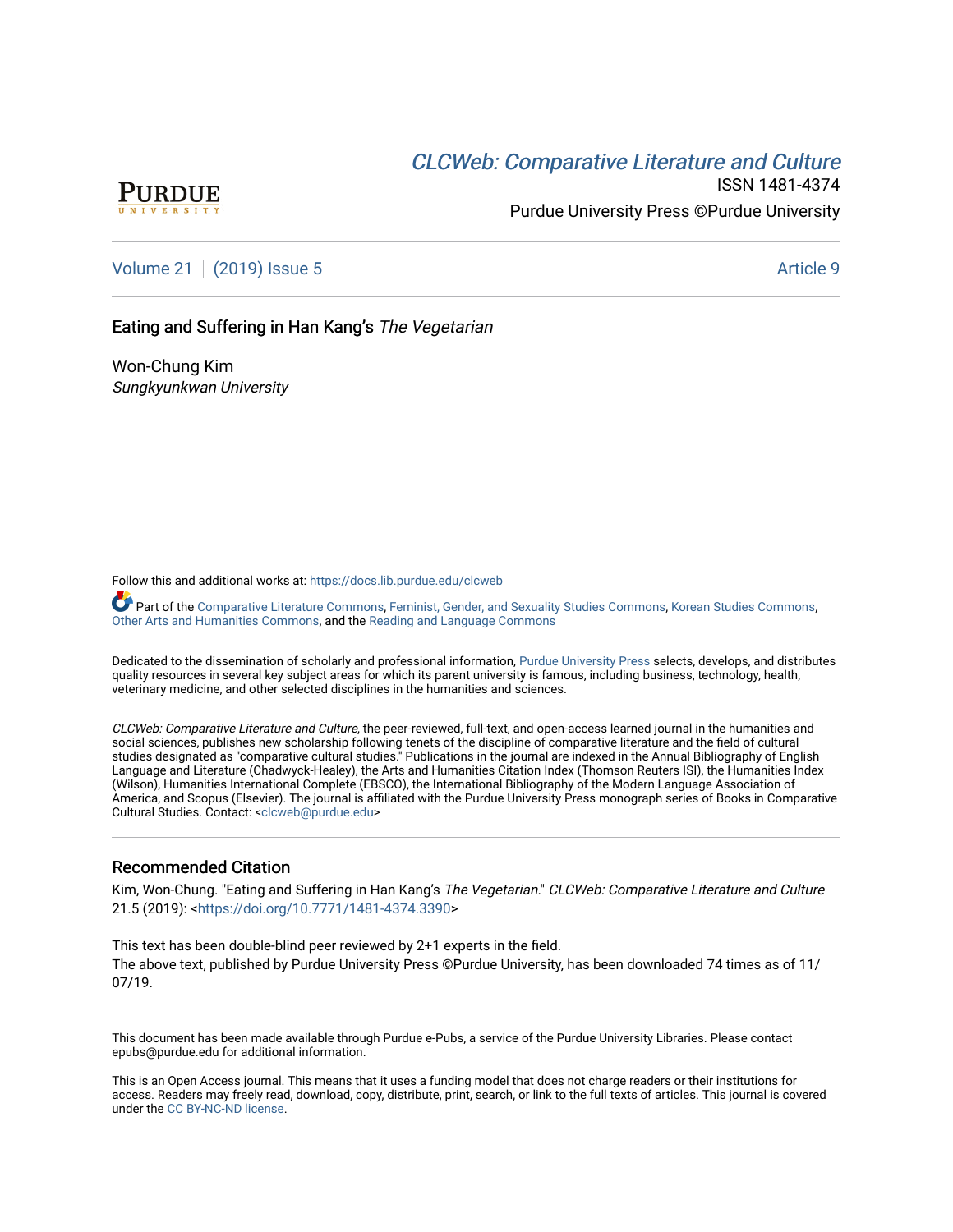PURDUE
UNIVERSITY

# *CLCWeb: Comparative Literature and Culture*

ISSN 1481-4374

Purdue University Press ©Purdue University

Volume 21 | (2019) Issue 5 | Article 9

## Eating and Suffering in Han Kang's *The Vegetarian*

Won-Chung Kim
*Sungkyunkwan University*

Follow this and additional works at: https://docs.lib.purdue.edu/clcweb

Part of the Comparative Literature Commons, Feminist, Gender, and Sexuality Studies Commons, Korean Studies Commons, Other Arts and Humanities Commons, and the Reading and Language Commons

Dedicated to the dissemination of scholarly and professional information, Purdue University Press selects, develops, and distributes quality resources in several key subject areas for which its parent university is famous, including business, technology, health, veterinary medicine, and other selected disciplines in the humanities and sciences.

*CLCWeb: Comparative Literature and Culture*, the peer-reviewed, full-text, and open-access learned journal in the humanities and social sciences, publishes new scholarship following tenets of the discipline of comparative literature and the field of cultural studies designated as "comparative cultural studies." Publications in the journal are indexed in the Annual Bibliography of English Language and Literature (Chadwyck-Healey), the Arts and Humanities Citation Index (Thomson Reuters ISI), the Humanities Index (Wilson), Humanities International Complete (EBSCO), the International Bibliography of the Modern Language Association of America, and Scopus (Elsevier). The journal is affiliated with the Purdue University Press monograph series of Books in Comparative Cultural Studies. Contact: <clcweb@purdue.edu>

### Recommended Citation

Kim, Won-Chung. "Eating and Suffering in Han Kang's *The Vegetarian*." *CLCWeb: Comparative Literature and Culture* 21.5 (2019): <https://doi.org/10.7771/1481-4374.3390>

This text has been double-blind peer reviewed by 2+1 experts in the field.
The above text, published by Purdue University Press ©Purdue University, has been downloaded 74 times as of 11/07/19.

This document has been made available through Purdue e-Pubs, a service of the Purdue University Libraries. Please contact epubs@purdue.edu for additional information.

This is an Open Access journal. This means that it uses a funding model that does not charge readers or their institutions for access. Readers may freely read, download, copy, distribute, print, search, or link to the full texts of articles. This journal is covered under the CC BY-NC-ND license.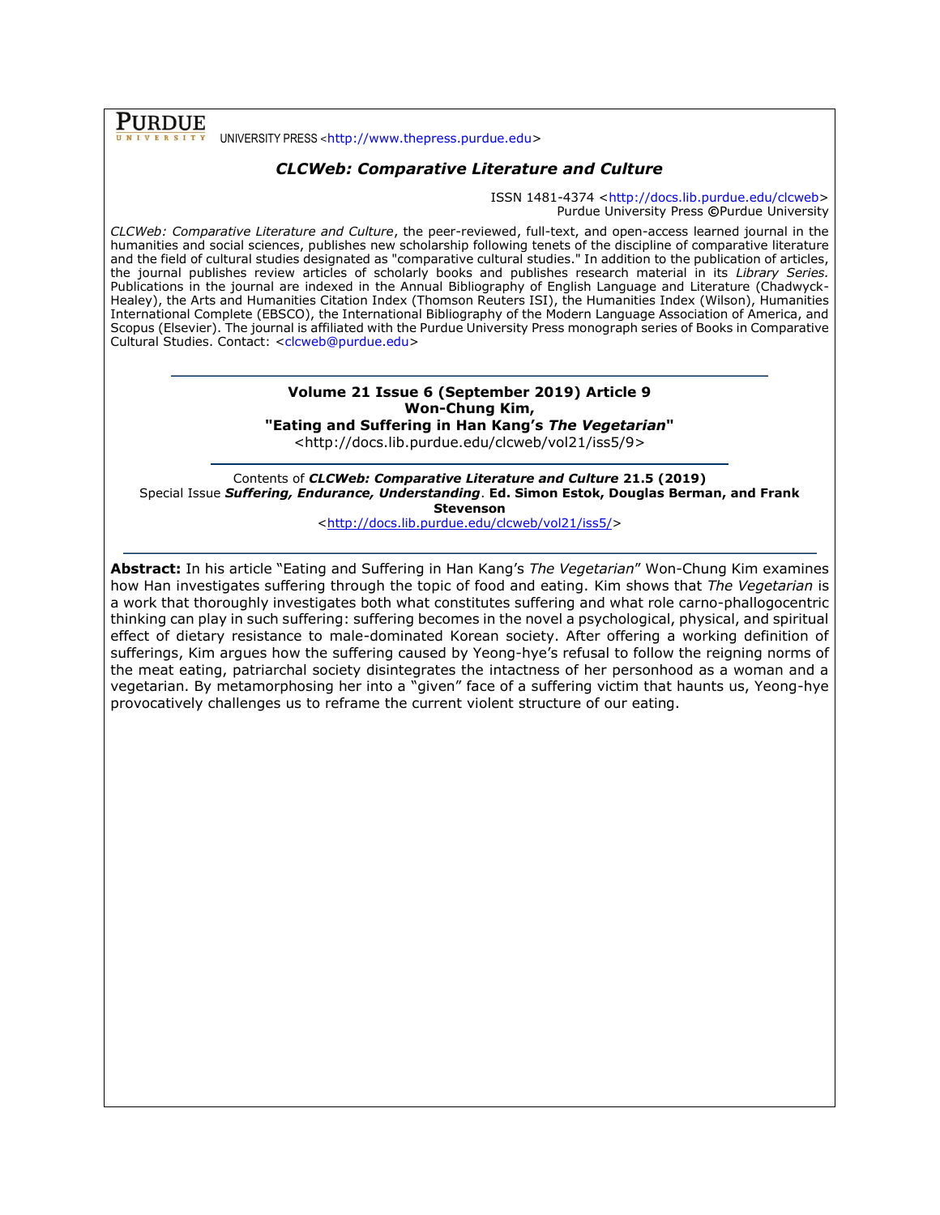**PURDUE** UNIVERSITY PRESS <http://www.thepress.purdue.edu>

## *CLCWeb: Comparative Literature and Culture*

ISSN 1481-4374 <http://docs.lib.purdue.edu/clcweb>
Purdue University Press ©Purdue University

*CLCWeb: Comparative Literature and Culture*, the peer-reviewed, full-text, and open-access learned journal in the humanities and social sciences, publishes new scholarship following tenets of the discipline of comparative literature and the field of cultural studies designated as "comparative cultural studies." In addition to the publication of articles, the journal publishes review articles of scholarly books and publishes research material in its *Library Series.* Publications in the journal are indexed in the Annual Bibliography of English Language and Literature (Chadwyck-Healey), the Arts and Humanities Citation Index (Thomson Reuters ISI), the Humanities Index (Wilson), Humanities International Complete (EBSCO), the International Bibliography of the Modern Language Association of America, and Scopus (Elsevier). The journal is affiliated with the Purdue University Press monograph series of Books in Comparative Cultural Studies. Contact: <clcweb@purdue.edu>

---

**Volume 21 Issue 6 (September 2019) Article 9**
**Won-Chung Kim,**
**"Eating and Suffering in Han Kang's *The Vegetarian*"**
<http://docs.lib.purdue.edu/clcweb/vol21/iss5/9>

---

Contents of ***CLCWeb: Comparative Literature and Culture* 21.5 (2019)**
Special Issue ***Suffering, Endurance, Understanding*. Ed. Simon Estok, Douglas Berman, and Frank Stevenson**
<http://docs.lib.purdue.edu/clcweb/vol21/iss5/>

---

**Abstract:** In his article "Eating and Suffering in Han Kang's *The Vegetarian*" Won-Chung Kim examines how Han investigates suffering through the topic of food and eating. Kim shows that *The Vegetarian* is a work that thoroughly investigates both what constitutes suffering and what role carno-phallogocentric thinking can play in such suffering: suffering becomes in the novel a psychological, physical, and spiritual effect of dietary resistance to male-dominated Korean society. After offering a working definition of sufferings, Kim argues how the suffering caused by Yeong-hye's refusal to follow the reigning norms of the meat eating, patriarchal society disintegrates the intactness of her personhood as a woman and a vegetarian. By metamorphosing her into a "given" face of a suffering victim that haunts us, Yeong-hye provocatively challenges us to reframe the current violent structure of our eating.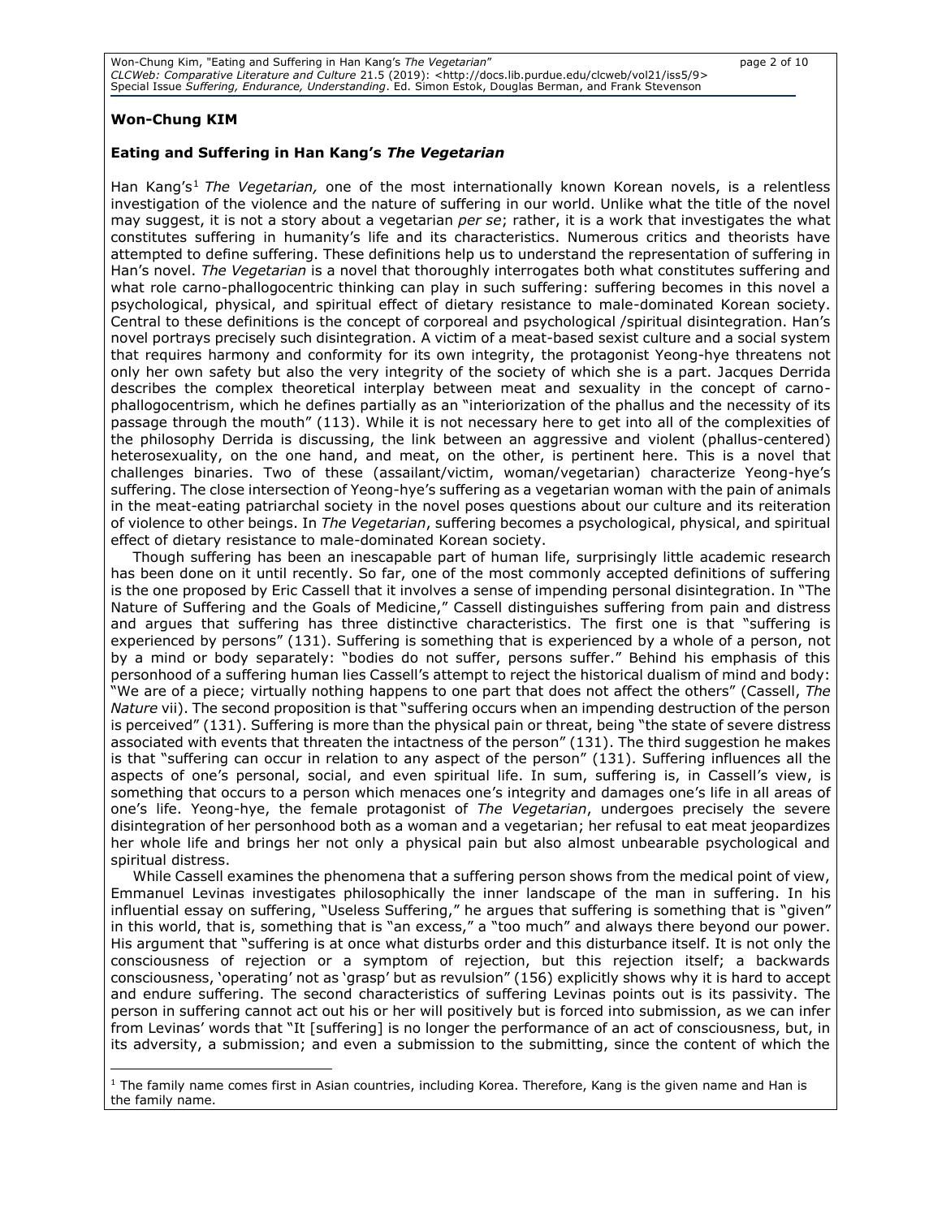**Won-Chung KIM**

**Eating and Suffering in Han Kang's *The Vegetarian***

Han Kang's[1] *The Vegetarian,* one of the most internationally known Korean novels, is a relentless investigation of the violence and the nature of suffering in our world. Unlike what the title of the novel may suggest, it is not a story about a vegetarian *per se*; rather, it is a work that investigates the what constitutes suffering in humanity's life and its characteristics. Numerous critics and theorists have attempted to define suffering. These definitions help us to understand the representation of suffering in Han's novel. *The Vegetarian* is a novel that thoroughly interrogates both what constitutes suffering and what role carno-phallogocentric thinking can play in such suffering: suffering becomes in this novel a psychological, physical, and spiritual effect of dietary resistance to male-dominated Korean society. Central to these definitions is the concept of corporeal and psychological /spiritual disintegration. Han's novel portrays precisely such disintegration. A victim of a meat-based sexist culture and a social system that requires harmony and conformity for its own integrity, the protagonist Yeong-hye threatens not only her own safety but also the very integrity of the society of which she is a part. Jacques Derrida describes the complex theoretical interplay between meat and sexuality in the concept of carno-phallogocentrism, which he defines partially as an "interiorization of the phallus and the necessity of its passage through the mouth" (113). While it is not necessary here to get into all of the complexities of the philosophy Derrida is discussing, the link between an aggressive and violent (phallus-centered) heterosexuality, on the one hand, and meat, on the other, is pertinent here. This is a novel that challenges binaries. Two of these (assailant/victim, woman/vegetarian) characterize Yeong-hye's suffering. The close intersection of Yeong-hye's suffering as a vegetarian woman with the pain of animals in the meat-eating patriarchal society in the novel poses questions about our culture and its reiteration of violence to other beings. In *The Vegetarian*, suffering becomes a psychological, physical, and spiritual effect of dietary resistance to male-dominated Korean society.

Though suffering has been an inescapable part of human life, surprisingly little academic research has been done on it until recently. So far, one of the most commonly accepted definitions of suffering is the one proposed by Eric Cassell that it involves a sense of impending personal disintegration. In "The Nature of Suffering and the Goals of Medicine," Cassell distinguishes suffering from pain and distress and argues that suffering has three distinctive characteristics. The first one is that "suffering is experienced by persons" (131). Suffering is something that is experienced by a whole of a person, not by a mind or body separately: "bodies do not suffer, persons suffer." Behind his emphasis of this personhood of a suffering human lies Cassell's attempt to reject the historical dualism of mind and body: "We are of a piece; virtually nothing happens to one part that does not affect the others" (Cassell, *The Nature* vii). The second proposition is that "suffering occurs when an impending destruction of the person is perceived" (131). Suffering is more than the physical pain or threat, being "the state of severe distress associated with events that threaten the intactness of the person" (131). The third suggestion he makes is that "suffering can occur in relation to any aspect of the person" (131). Suffering influences all the aspects of one's personal, social, and even spiritual life. In sum, suffering is, in Cassell's view, is something that occurs to a person which menaces one's integrity and damages one's life in all areas of one's life. Yeong-hye, the female protagonist of *The Vegetarian*, undergoes precisely the severe disintegration of her personhood both as a woman and a vegetarian; her refusal to eat meat jeopardizes her whole life and brings her not only a physical pain but also almost unbearable psychological and spiritual distress.

While Cassell examines the phenomena that a suffering person shows from the medical point of view, Emmanuel Levinas investigates philosophically the inner landscape of the man in suffering. In his influential essay on suffering, "Useless Suffering," he argues that suffering is something that is "given" in this world, that is, something that is "an excess," a "too much" and always there beyond our power. His argument that "suffering is at once what disturbs order and this disturbance itself. It is not only the consciousness of rejection or a symptom of rejection, but this rejection itself; a backwards consciousness, 'operating' not as 'grasp' but as revulsion" (156) explicitly shows why it is hard to accept and endure suffering. The second characteristics of suffering Levinas points out is its passivity. The person in suffering cannot act out his or her will positively but is forced into submission, as we can infer from Levinas' words that "It [suffering] is no longer the performance of an act of consciousness, but, in its adversity, a submission; and even a submission to the submitting, since the content of which the

---

[1] The family name comes first in Asian countries, including Korea. Therefore, Kang is the given name and Han is the family name.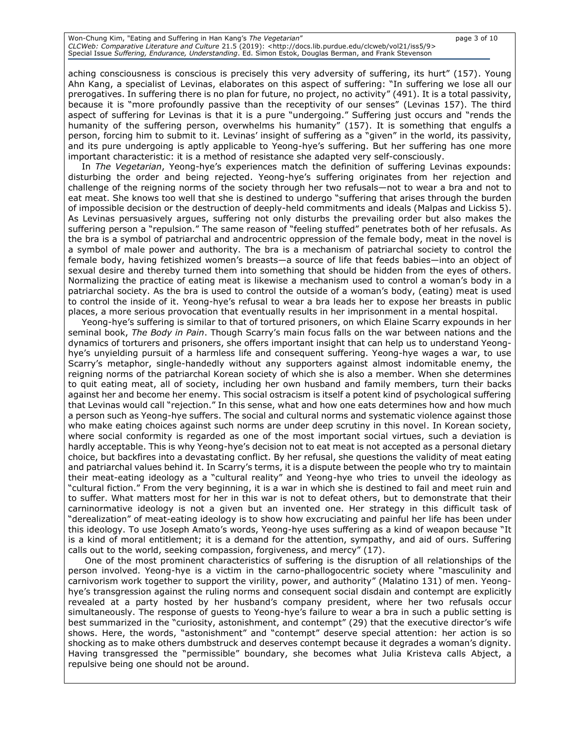aching consciousness is conscious is precisely this very adversity of suffering, its hurt" (157). Young Ahn Kang, a specialist of Levinas, elaborates on this aspect of suffering: "In suffering we lose all our prerogatives. In suffering there is no plan for future, no project, no activity" (491). It is a total passivity, because it is "more profoundly passive than the receptivity of our senses" (Levinas 157). The third aspect of suffering for Levinas is that it is a pure "undergoing." Suffering just occurs and "rends the humanity of the suffering person, overwhelms his humanity" (157). It is something that engulfs a person, forcing him to submit to it. Levinas' insight of suffering as a "given" in the world, its passivity, and its pure undergoing is aptly applicable to Yeong-hye's suffering. But her suffering has one more important characteristic: it is a method of resistance she adapted very self-consciously.

In *The Vegetarian*, Yeong-hye's experiences match the definition of suffering Levinas expounds: disturbing the order and being rejected. Yeong-hye's suffering originates from her rejection and challenge of the reigning norms of the society through her two refusals—not to wear a bra and not to eat meat. She knows too well that she is destined to undergo "suffering that arises through the burden of impossible decision or the destruction of deeply-held commitments and ideals (Malpas and Lickiss 5). As Levinas persuasively argues, suffering not only disturbs the prevailing order but also makes the suffering person a "repulsion." The same reason of "feeling stuffed" penetrates both of her refusals. As the bra is a symbol of patriarchal and androcentric oppression of the female body, meat in the novel is a symbol of male power and authority. The bra is a mechanism of patriarchal society to control the female body, having fetishized women's breasts—a source of life that feeds babies—into an object of sexual desire and thereby turned them into something that should be hidden from the eyes of others. Normalizing the practice of eating meat is likewise a mechanism used to control a woman's body in a patriarchal society. As the bra is used to control the outside of a woman's body, (eating) meat is used to control the inside of it. Yeong-hye's refusal to wear a bra leads her to expose her breasts in public places, a more serious provocation that eventually results in her imprisonment in a mental hospital.

Yeong-hye's suffering is similar to that of tortured prisoners, on which Elaine Scarry expounds in her seminal book, *The Body in Pain*. Though Scarry's main focus falls on the war between nations and the dynamics of torturers and prisoners, she offers important insight that can help us to understand Yeong-hye's unyielding pursuit of a harmless life and consequent suffering. Yeong-hye wages a war, to use Scarry's metaphor, single-handedly without any supporters against almost indomitable enemy, the reigning norms of the patriarchal Korean society of which she is also a member. When she determines to quit eating meat, all of society, including her own husband and family members, turn their backs against her and become her enemy. This social ostracism is itself a potent kind of psychological suffering that Levinas would call "rejection." In this sense, what and how one eats determines how and how much a person such as Yeong-hye suffers. The social and cultural norms and systematic violence against those who make eating choices against such norms are under deep scrutiny in this novel. In Korean society, where social conformity is regarded as one of the most important social virtues, such a deviation is hardly acceptable. This is why Yeong-hye's decision not to eat meat is not accepted as a personal dietary choice, but backfires into a devastating conflict. By her refusal, she questions the validity of meat eating and patriarchal values behind it. In Scarry's terms, it is a dispute between the people who try to maintain their meat-eating ideology as a "cultural reality" and Yeong-hye who tries to unveil the ideology as "cultural fiction." From the very beginning, it is a war in which she is destined to fail and meet ruin and to suffer. What matters most for her in this war is not to defeat others, but to demonstrate that their carninormative ideology is not a given but an invented one. Her strategy in this difficult task of "derealization" of meat-eating ideology is to show how excruciating and painful her life has been under this ideology. To use Joseph Amato's words, Yeong-hye uses suffering as a kind of weapon because "It is a kind of moral entitlement; it is a demand for the attention, sympathy, and aid of ours. Suffering calls out to the world, seeking compassion, forgiveness, and mercy" (17).

One of the most prominent characteristics of suffering is the disruption of all relationships of the person involved. Yeong-hye is a victim in the carno-phallogocentric society where "masculinity and carnivorism work together to support the virility, power, and authority" (Malatino 131) of men. Yeong-hye's transgression against the ruling norms and consequent social disdain and contempt are explicitly revealed at a party hosted by her husband's company president, where her two refusals occur simultaneously. The response of guests to Yeong-hye's failure to wear a bra in such a public setting is best summarized in the "curiosity, astonishment, and contempt" (29) that the executive director's wife shows. Here, the words, "astonishment" and "contempt" deserve special attention: her action is so shocking as to make others dumbstruck and deserves contempt because it degrades a woman's dignity. Having transgressed the "permissible" boundary, she becomes what Julia Kristeva calls Abject, a repulsive being one should not be around.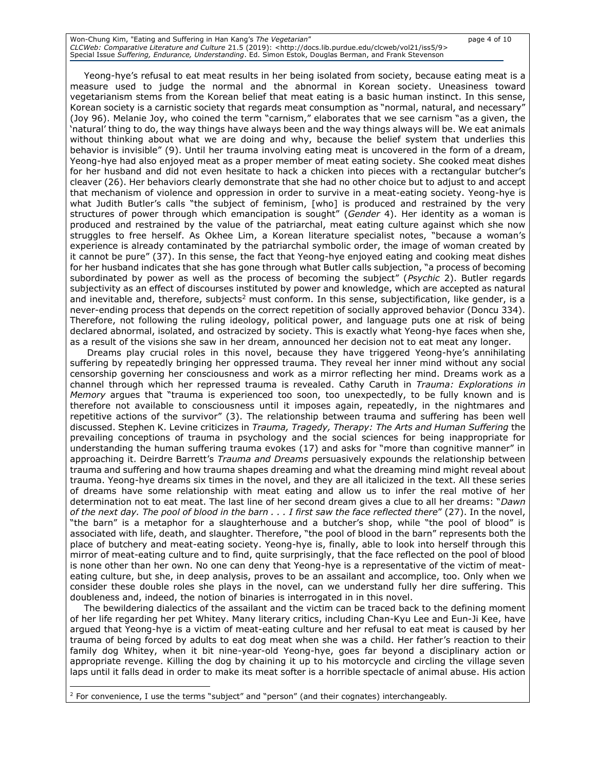Yeong-hye's refusal to eat meat results in her being isolated from society, because eating meat is a measure used to judge the normal and the abnormal in Korean society. Uneasiness toward vegetarianism stems from the Korean belief that meat eating is a basic human instinct. In this sense, Korean society is a carnistic society that regards meat consumption as "normal, natural, and necessary" (Joy 96). Melanie Joy, who coined the term "carnism," elaborates that we see carnism "as a given, the 'natural' thing to do, the way things have always been and the way things always will be. We eat animals without thinking about what we are doing and why, because the belief system that underlies this behavior is invisible" (9). Until her trauma involving eating meat is uncovered in the form of a dream, Yeong-hye had also enjoyed meat as a proper member of meat eating society. She cooked meat dishes for her husband and did not even hesitate to hack a chicken into pieces with a rectangular butcher's cleaver (26). Her behaviors clearly demonstrate that she had no other choice but to adjust to and accept that mechanism of violence and oppression in order to survive in a meat-eating society. Yeong-hye is what Judith Butler's calls "the subject of feminism, [who] is produced and restrained by the very structures of power through which emancipation is sought" (*Gender* 4). Her identity as a woman is produced and restrained by the value of the patriarchal, meat eating culture against which she now struggles to free herself. As Okhee Lim, a Korean literature specialist notes, "because a woman's experience is already contaminated by the patriarchal symbolic order, the image of woman created by it cannot be pure" (37). In this sense, the fact that Yeong-hye enjoyed eating and cooking meat dishes for her husband indicates that she has gone through what Butler calls subjection, "a process of becoming subordinated by power as well as the process of becoming the subject" (*Psychic* 2). Butler regards subjectivity as an effect of discourses instituted by power and knowledge, which are accepted as natural and inevitable and, therefore, subjects[2] must conform. In this sense, subjectification, like gender, is a never-ending process that depends on the correct repetition of socially approved behavior (Doncu 334). Therefore, not following the ruling ideology, political power, and language puts one at risk of being declared abnormal, isolated, and ostracized by society. This is exactly what Yeong-hye faces when she, as a result of the visions she saw in her dream, announced her decision not to eat meat any longer.

Dreams play crucial roles in this novel, because they have triggered Yeong-hye's annihilating suffering by repeatedly bringing her oppressed trauma. They reveal her inner mind without any social censorship governing her consciousness and work as a mirror reflecting her mind. Dreams work as a channel through which her repressed trauma is revealed. Cathy Caruth in *Trauma: Explorations in Memory* argues that "trauma is experienced too soon, too unexpectedly, to be fully known and is therefore not available to consciousness until it imposes again, repeatedly, in the nightmares and repetitive actions of the survivor" (3). The relationship between trauma and suffering has been well discussed. Stephen K. Levine criticizes in *Trauma, Tragedy, Therapy: The Arts and Human Suffering* the prevailing conceptions of trauma in psychology and the social sciences for being inappropriate for understanding the human suffering trauma evokes (17) and asks for "more than cognitive manner" in approaching it. Deirdre Barrett's *Trauma and Dreams* persuasively expounds the relationship between trauma and suffering and how trauma shapes dreaming and what the dreaming mind might reveal about trauma. Yeong-hye dreams six times in the novel, and they are all italicized in the text. All these series of dreams have some relationship with meat eating and allow us to infer the real motive of her determination not to eat meat. The last line of her second dream gives a clue to all her dreams: "*Dawn of the next day. The pool of blood in the barn . . . I first saw the face reflected there*" (27). In the novel, "the barn" is a metaphor for a slaughterhouse and a butcher's shop, while "the pool of blood" is associated with life, death, and slaughter. Therefore, "the pool of blood in the barn" represents both the place of butchery and meat-eating society. Yeong-hye is, finally, able to look into herself through this mirror of meat-eating culture and to find, quite surprisingly, that the face reflected on the pool of blood is none other than her own. No one can deny that Yeong-hye is a representative of the victim of meat-eating culture, but she, in deep analysis, proves to be an assailant and accomplice, too. Only when we consider these double roles she plays in the novel, can we understand fully her dire suffering. This doubleness and, indeed, the notion of binaries is interrogated in in this novel.

The bewildering dialectics of the assailant and the victim can be traced back to the defining moment of her life regarding her pet Whitey. Many literary critics, including Chan-Kyu Lee and Eun-Ji Kee, have argued that Yeong-hye is a victim of meat-eating culture and her refusal to eat meat is caused by her trauma of being forced by adults to eat dog meat when she was a child. Her father's reaction to their family dog Whitey, when it bit nine-year-old Yeong-hye, goes far beyond a disciplinary action or appropriate revenge. Killing the dog by chaining it up to his motorcycle and circling the village seven laps until it falls dead in order to make its meat softer is a horrible spectacle of animal abuse. His action

[2] For convenience, I use the terms "subject" and "person" (and their cognates) interchangeably.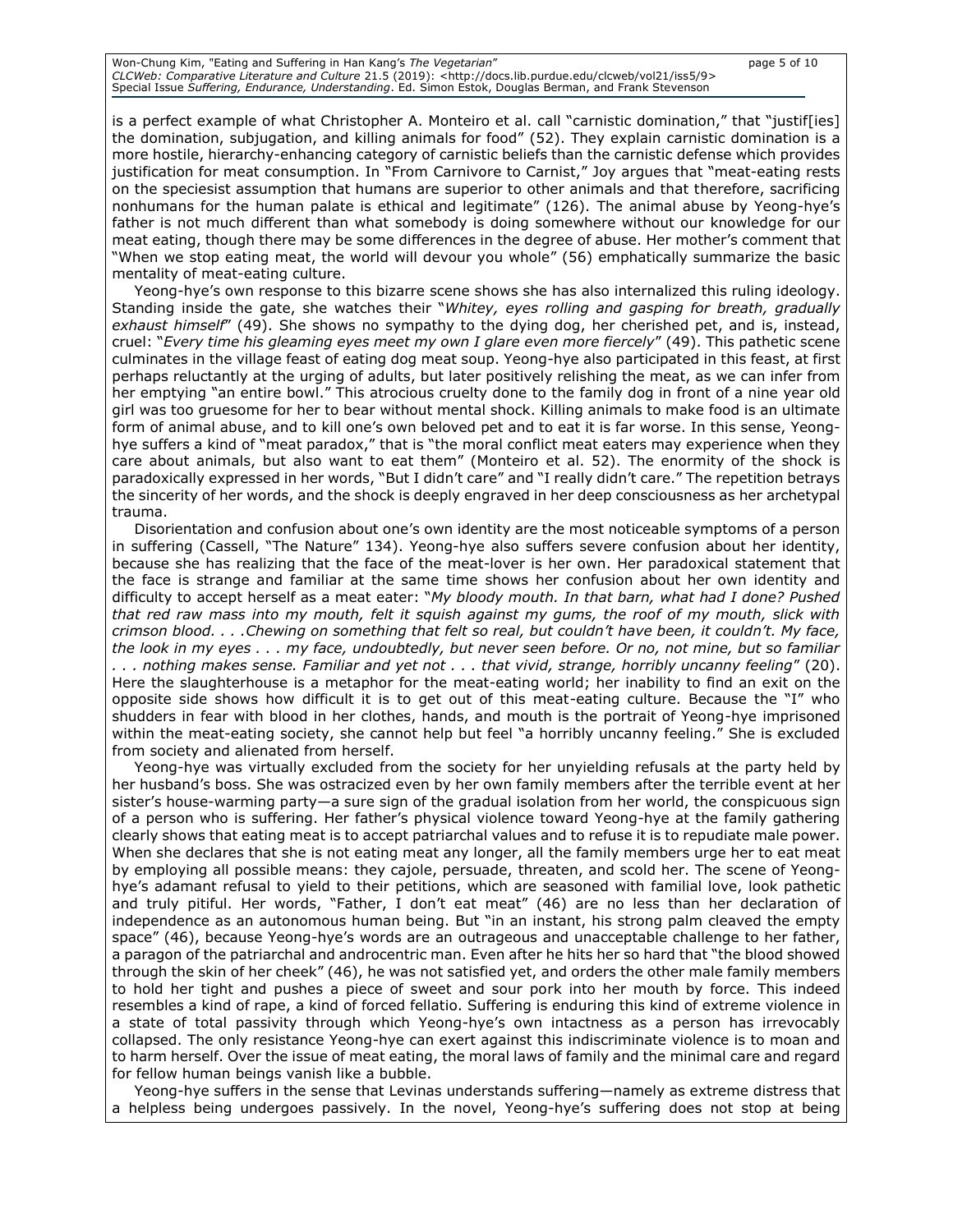is a perfect example of what Christopher A. Monteiro et al. call "carnistic domination," that "justif[ies] the domination, subjugation, and killing animals for food" (52). They explain carnistic domination is a more hostile, hierarchy-enhancing category of carnistic beliefs than the carnistic defense which provides justification for meat consumption. In "From Carnivore to Carnist," Joy argues that "meat-eating rests on the speciesist assumption that humans are superior to other animals and that therefore, sacrificing nonhumans for the human palate is ethical and legitimate" (126). The animal abuse by Yeong-hye's father is not much different than what somebody is doing somewhere without our knowledge for our meat eating, though there may be some differences in the degree of abuse. Her mother's comment that "When we stop eating meat, the world will devour you whole" (56) emphatically summarize the basic mentality of meat-eating culture.

Yeong-hye's own response to this bizarre scene shows she has also internalized this ruling ideology. Standing inside the gate, she watches their "*Whitey, eyes rolling and gasping for breath, gradually exhaust himself*" (49). She shows no sympathy to the dying dog, her cherished pet, and is, instead, cruel: "*Every time his gleaming eyes meet my own I glare even more fiercely*" (49). This pathetic scene culminates in the village feast of eating dog meat soup. Yeong-hye also participated in this feast, at first perhaps reluctantly at the urging of adults, but later positively relishing the meat, as we can infer from her emptying "an entire bowl." This atrocious cruelty done to the family dog in front of a nine year old girl was too gruesome for her to bear without mental shock. Killing animals to make food is an ultimate form of animal abuse, and to kill one's own beloved pet and to eat it is far worse. In this sense, Yeong-hye suffers a kind of "meat paradox," that is "the moral conflict meat eaters may experience when they care about animals, but also want to eat them" (Monteiro et al. 52). The enormity of the shock is paradoxically expressed in her words, "But I didn't care" and "I really didn't care." The repetition betrays the sincerity of her words, and the shock is deeply engraved in her deep consciousness as her archetypal trauma.

Disorientation and confusion about one's own identity are the most noticeable symptoms of a person in suffering (Cassell, "The Nature" 134). Yeong-hye also suffers severe confusion about her identity, because she has realizing that the face of the meat-lover is her own. Her paradoxical statement that the face is strange and familiar at the same time shows her confusion about her own identity and difficulty to accept herself as a meat eater: "*My bloody mouth. In that barn, what had I done? Pushed that red raw mass into my mouth, felt it squish against my gums, the roof of my mouth, slick with crimson blood. . . .Chewing on something that felt so real, but couldn't have been, it couldn't. My face, the look in my eyes . . . my face, undoubtedly, but never seen before. Or no, not mine, but so familiar . . . nothing makes sense. Familiar and yet not . . . that vivid, strange, horribly uncanny feeling*" (20). Here the slaughterhouse is a metaphor for the meat-eating world; her inability to find an exit on the opposite side shows how difficult it is to get out of this meat-eating culture. Because the "I" who shudders in fear with blood in her clothes, hands, and mouth is the portrait of Yeong-hye imprisoned within the meat-eating society, she cannot help but feel "a horribly uncanny feeling." She is excluded from society and alienated from herself.

Yeong-hye was virtually excluded from the society for her unyielding refusals at the party held by her husband's boss. She was ostracized even by her own family members after the terrible event at her sister's house-warming party—a sure sign of the gradual isolation from her world, the conspicuous sign of a person who is suffering. Her father's physical violence toward Yeong-hye at the family gathering clearly shows that eating meat is to accept patriarchal values and to refuse it is to repudiate male power. When she declares that she is not eating meat any longer, all the family members urge her to eat meat by employing all possible means: they cajole, persuade, threaten, and scold her. The scene of Yeong-hye's adamant refusal to yield to their petitions, which are seasoned with familial love, look pathetic and truly pitiful. Her words, "Father, I don't eat meat" (46) are no less than her declaration of independence as an autonomous human being. But "in an instant, his strong palm cleaved the empty space" (46), because Yeong-hye's words are an outrageous and unacceptable challenge to her father, a paragon of the patriarchal and androcentric man. Even after he hits her so hard that "the blood showed through the skin of her cheek" (46), he was not satisfied yet, and orders the other male family members to hold her tight and pushes a piece of sweet and sour pork into her mouth by force. This indeed resembles a kind of rape, a kind of forced fellatio. Suffering is enduring this kind of extreme violence in a state of total passivity through which Yeong-hye's own intactness as a person has irrevocably collapsed. The only resistance Yeong-hye can exert against this indiscriminate violence is to moan and to harm herself. Over the issue of meat eating, the moral laws of family and the minimal care and regard for fellow human beings vanish like a bubble.

Yeong-hye suffers in the sense that Levinas understands suffering—namely as extreme distress that a helpless being undergoes passively. In the novel, Yeong-hye's suffering does not stop at being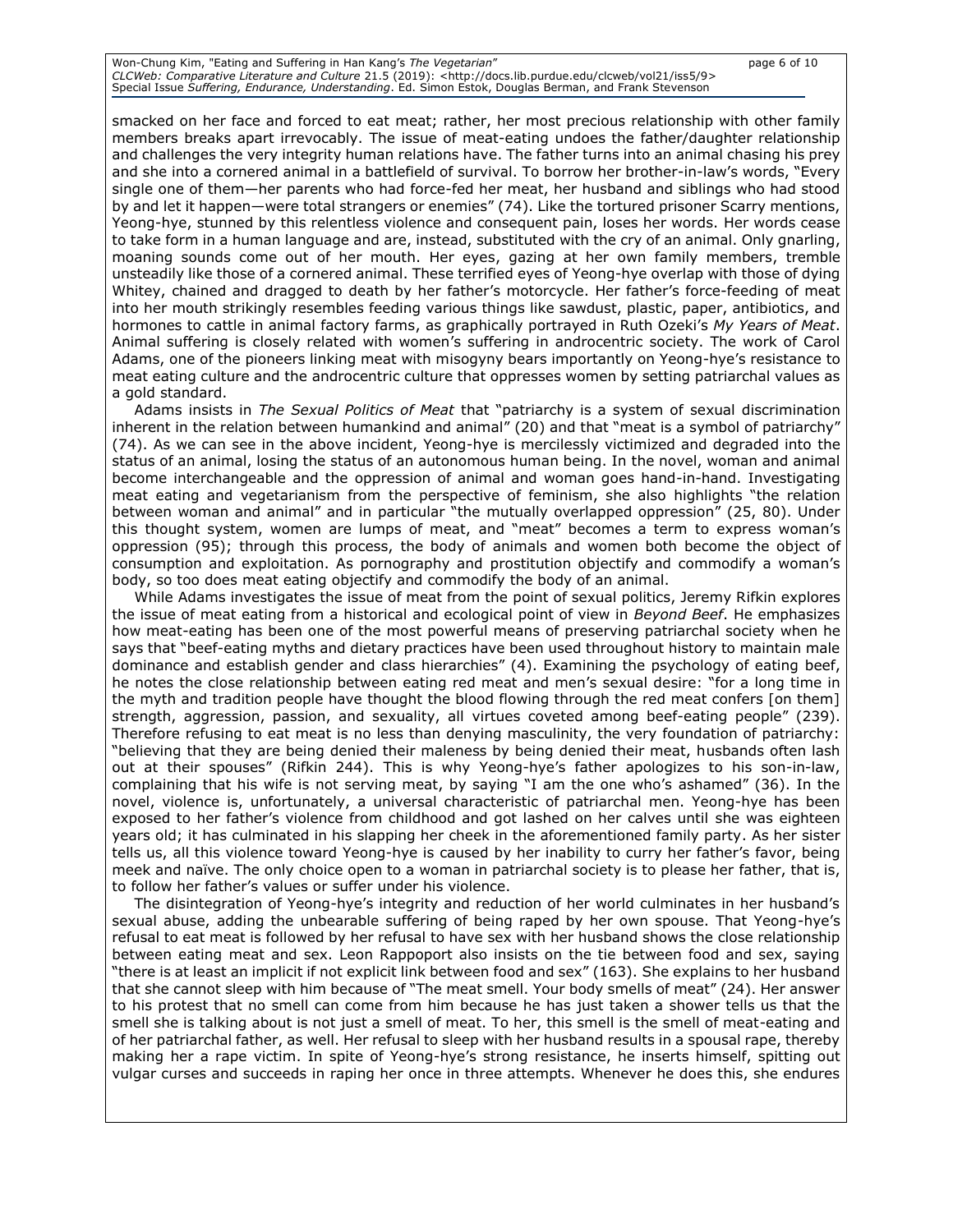smacked on her face and forced to eat meat; rather, her most precious relationship with other family members breaks apart irrevocably. The issue of meat-eating undoes the father/daughter relationship and challenges the very integrity human relations have. The father turns into an animal chasing his prey and she into a cornered animal in a battlefield of survival. To borrow her brother-in-law's words, "Every single one of them—her parents who had force-fed her meat, her husband and siblings who had stood by and let it happen—were total strangers or enemies" (74). Like the tortured prisoner Scarry mentions, Yeong-hye, stunned by this relentless violence and consequent pain, loses her words. Her words cease to take form in a human language and are, instead, substituted with the cry of an animal. Only gnarling, moaning sounds come out of her mouth. Her eyes, gazing at her own family members, tremble unsteadily like those of a cornered animal. These terrified eyes of Yeong-hye overlap with those of dying Whitey, chained and dragged to death by her father's motorcycle. Her father's force-feeding of meat into her mouth strikingly resembles feeding various things like sawdust, plastic, paper, antibiotics, and hormones to cattle in animal factory farms, as graphically portrayed in Ruth Ozeki's *My Years of Meat*. Animal suffering is closely related with women's suffering in androcentric society. The work of Carol Adams, one of the pioneers linking meat with misogyny bears importantly on Yeong-hye's resistance to meat eating culture and the androcentric culture that oppresses women by setting patriarchal values as a gold standard.

Adams insists in *The Sexual Politics of Meat* that "patriarchy is a system of sexual discrimination inherent in the relation between humankind and animal" (20) and that "meat is a symbol of patriarchy" (74). As we can see in the above incident, Yeong-hye is mercilessly victimized and degraded into the status of an animal, losing the status of an autonomous human being. In the novel, woman and animal become interchangeable and the oppression of animal and woman goes hand-in-hand. Investigating meat eating and vegetarianism from the perspective of feminism, she also highlights "the relation between woman and animal" and in particular "the mutually overlapped oppression" (25, 80). Under this thought system, women are lumps of meat, and "meat" becomes a term to express woman's oppression (95); through this process, the body of animals and women both become the object of consumption and exploitation. As pornography and prostitution objectify and commodify a woman's body, so too does meat eating objectify and commodify the body of an animal.

While Adams investigates the issue of meat from the point of sexual politics, Jeremy Rifkin explores the issue of meat eating from a historical and ecological point of view in *Beyond Beef*. He emphasizes how meat-eating has been one of the most powerful means of preserving patriarchal society when he says that "beef-eating myths and dietary practices have been used throughout history to maintain male dominance and establish gender and class hierarchies" (4). Examining the psychology of eating beef, he notes the close relationship between eating red meat and men's sexual desire: "for a long time in the myth and tradition people have thought the blood flowing through the red meat confers [on them] strength, aggression, passion, and sexuality, all virtues coveted among beef-eating people" (239). Therefore refusing to eat meat is no less than denying masculinity, the very foundation of patriarchy: "believing that they are being denied their maleness by being denied their meat, husbands often lash out at their spouses" (Rifkin 244). This is why Yeong-hye's father apologizes to his son-in-law, complaining that his wife is not serving meat, by saying "I am the one who's ashamed" (36). In the novel, violence is, unfortunately, a universal characteristic of patriarchal men. Yeong-hye has been exposed to her father's violence from childhood and got lashed on her calves until she was eighteen years old; it has culminated in his slapping her cheek in the aforementioned family party. As her sister tells us, all this violence toward Yeong-hye is caused by her inability to curry her father's favor, being meek and naïve. The only choice open to a woman in patriarchal society is to please her father, that is, to follow her father's values or suffer under his violence.

The disintegration of Yeong-hye's integrity and reduction of her world culminates in her husband's sexual abuse, adding the unbearable suffering of being raped by her own spouse. That Yeong-hye's refusal to eat meat is followed by her refusal to have sex with her husband shows the close relationship between eating meat and sex. Leon Rappoport also insists on the tie between food and sex, saying "there is at least an implicit if not explicit link between food and sex" (163). She explains to her husband that she cannot sleep with him because of "The meat smell. Your body smells of meat" (24). Her answer to his protest that no smell can come from him because he has just taken a shower tells us that the smell she is talking about is not just a smell of meat. To her, this smell is the smell of meat-eating and of her patriarchal father, as well. Her refusal to sleep with her husband results in a spousal rape, thereby making her a rape victim. In spite of Yeong-hye's strong resistance, he inserts himself, spitting out vulgar curses and succeeds in raping her once in three attempts. Whenever he does this, she endures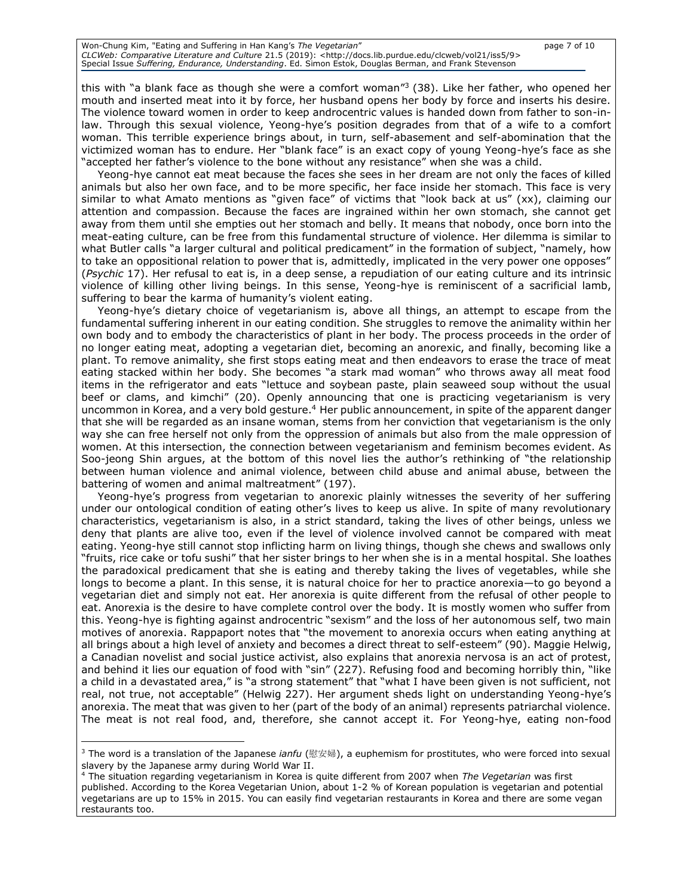this with "a blank face as though she were a comfort woman"[3] (38). Like her father, who opened her mouth and inserted meat into it by force, her husband opens her body by force and inserts his desire. The violence toward women in order to keep androcentric values is handed down from father to son-in-law. Through this sexual violence, Yeong-hye's position degrades from that of a wife to a comfort woman. This terrible experience brings about, in turn, self-abasement and self-abomination that the victimized woman has to endure. Her "blank face" is an exact copy of young Yeong-hye's face as she "accepted her father's violence to the bone without any resistance" when she was a child.

Yeong-hye cannot eat meat because the faces she sees in her dream are not only the faces of killed animals but also her own face, and to be more specific, her face inside her stomach. This face is very similar to what Amato mentions as "given face" of victims that "look back at us" (xx), claiming our attention and compassion. Because the faces are ingrained within her own stomach, she cannot get away from them until she empties out her stomach and belly. It means that nobody, once born into the meat-eating culture, can be free from this fundamental structure of violence. Her dilemma is similar to what Butler calls "a larger cultural and political predicament" in the formation of subject, "namely, how to take an oppositional relation to power that is, admittedly, implicated in the very power one opposes" (*Psychic* 17). Her refusal to eat is, in a deep sense, a repudiation of our eating culture and its intrinsic violence of killing other living beings. In this sense, Yeong-hye is reminiscent of a sacrificial lamb, suffering to bear the karma of humanity's violent eating.

Yeong-hye's dietary choice of vegetarianism is, above all things, an attempt to escape from the fundamental suffering inherent in our eating condition. She struggles to remove the animality within her own body and to embody the characteristics of plant in her body. The process proceeds in the order of no longer eating meat, adopting a vegetarian diet, becoming an anorexic, and finally, becoming like a plant. To remove animality, she first stops eating meat and then endeavors to erase the trace of meat eating stacked within her body. She becomes "a stark mad woman" who throws away all meat food items in the refrigerator and eats "lettuce and soybean paste, plain seaweed soup without the usual beef or clams, and kimchi" (20). Openly announcing that one is practicing vegetarianism is very uncommon in Korea, and a very bold gesture.[4] Her public announcement, in spite of the apparent danger that she will be regarded as an insane woman, stems from her conviction that vegetarianism is the only way she can free herself not only from the oppression of animals but also from the male oppression of women. At this intersection, the connection between vegetarianism and feminism becomes evident. As Soo-jeong Shin argues, at the bottom of this novel lies the author's rethinking of "the relationship between human violence and animal violence, between child abuse and animal abuse, between the battering of women and animal maltreatment" (197).

Yeong-hye's progress from vegetarian to anorexic plainly witnesses the severity of her suffering under our ontological condition of eating other's lives to keep us alive. In spite of many revolutionary characteristics, vegetarianism is also, in a strict standard, taking the lives of other beings, unless we deny that plants are alive too, even if the level of violence involved cannot be compared with meat eating. Yeong-hye still cannot stop inflicting harm on living things, though she chews and swallows only "fruits, rice cake or tofu sushi" that her sister brings to her when she is in a mental hospital. She loathes the paradoxical predicament that she is eating and thereby taking the lives of vegetables, while she longs to become a plant. In this sense, it is natural choice for her to practice anorexia—to go beyond a vegetarian diet and simply not eat. Her anorexia is quite different from the refusal of other people to eat. Anorexia is the desire to have complete control over the body. It is mostly women who suffer from this. Yeong-hye is fighting against androcentric "sexism" and the loss of her autonomous self, two main motives of anorexia. Rappaport notes that "the movement to anorexia occurs when eating anything at all brings about a high level of anxiety and becomes a direct threat to self-esteem" (90). Maggie Helwig, a Canadian novelist and social justice activist, also explains that anorexia nervosa is an act of protest, and behind it lies our equation of food with "sin" (227). Refusing food and becoming horribly thin, "like a child in a devastated area," is "a strong statement" that "what I have been given is not sufficient, not real, not true, not acceptable" (Helwig 227). Her argument sheds light on understanding Yeong-hye's anorexia. The meat that was given to her (part of the body of an animal) represents patriarchal violence. The meat is not real food, and, therefore, she cannot accept it. For Yeong-hye, eating non-food

---

[3] The word is a translation of the Japanese *ianfu* (慰安婦), a euphemism for prostitutes, who were forced into sexual slavery by the Japanese army during World War II.

[4] The situation regarding vegetarianism in Korea is quite different from 2007 when *The Vegetarian* was first published. According to the Korea Vegetarian Union, about 1-2 % of Korean population is vegetarian and potential vegetarians are up to 15% in 2015. You can easily find vegetarian restaurants in Korea and there are some vegan restaurants too.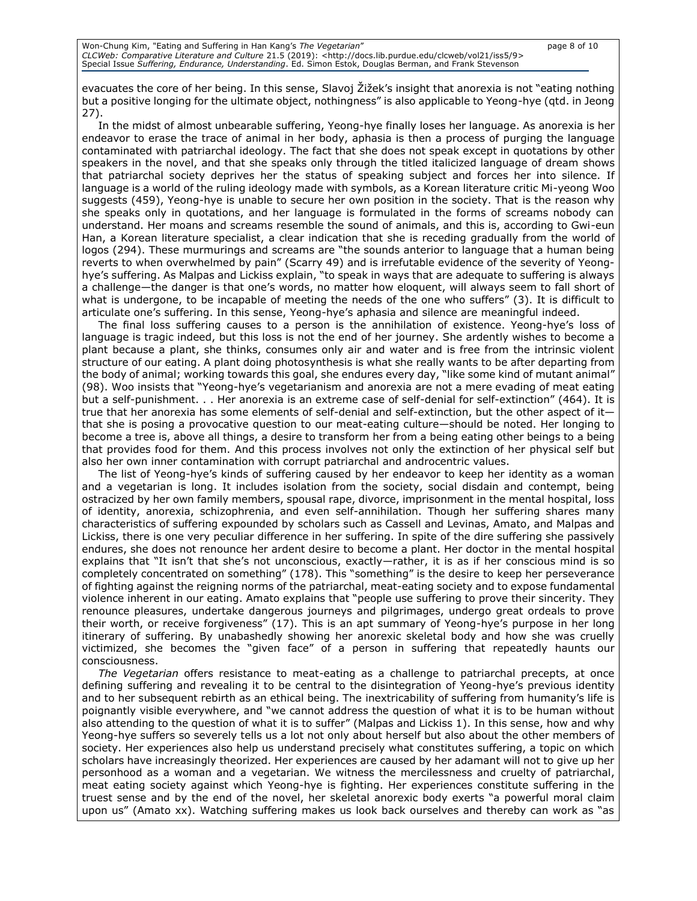evacuates the core of her being. In this sense, Slavoj Žižek's insight that anorexia is not "eating nothing but a positive longing for the ultimate object, nothingness" is also applicable to Yeong-hye (qtd. in Jeong 27).

In the midst of almost unbearable suffering, Yeong-hye finally loses her language. As anorexia is her endeavor to erase the trace of animal in her body, aphasia is then a process of purging the language contaminated with patriarchal ideology. The fact that she does not speak except in quotations by other speakers in the novel, and that she speaks only through the titled italicized language of dream shows that patriarchal society deprives her the status of speaking subject and forces her into silence. If language is a world of the ruling ideology made with symbols, as a Korean literature critic Mi-yeong Woo suggests (459), Yeong-hye is unable to secure her own position in the society. That is the reason why she speaks only in quotations, and her language is formulated in the forms of screams nobody can understand. Her moans and screams resemble the sound of animals, and this is, according to Gwi-eun Han, a Korean literature specialist, a clear indication that she is receding gradually from the world of logos (294). These murmurings and screams are "the sounds anterior to language that a human being reverts to when overwhelmed by pain" (Scarry 49) and is irrefutable evidence of the severity of Yeong-hye's suffering. As Malpas and Lickiss explain, "to speak in ways that are adequate to suffering is always a challenge—the danger is that one's words, no matter how eloquent, will always seem to fall short of what is undergone, to be incapable of meeting the needs of the one who suffers" (3). It is difficult to articulate one's suffering. In this sense, Yeong-hye's aphasia and silence are meaningful indeed.

The final loss suffering causes to a person is the annihilation of existence. Yeong-hye's loss of language is tragic indeed, but this loss is not the end of her journey. She ardently wishes to become a plant because a plant, she thinks, consumes only air and water and is free from the intrinsic violent structure of our eating. A plant doing photosynthesis is what she really wants to be after departing from the body of animal; working towards this goal, she endures every day, "like some kind of mutant animal" (98). Woo insists that "Yeong-hye's vegetarianism and anorexia are not a mere evading of meat eating but a self-punishment. . . Her anorexia is an extreme case of self-denial for self-extinction" (464). It is true that her anorexia has some elements of self-denial and self-extinction, but the other aspect of it—that she is posing a provocative question to our meat-eating culture—should be noted. Her longing to become a tree is, above all things, a desire to transform her from a being eating other beings to a being that provides food for them. And this process involves not only the extinction of her physical self but also her own inner contamination with corrupt patriarchal and androcentric values.

The list of Yeong-hye's kinds of suffering caused by her endeavor to keep her identity as a woman and a vegetarian is long. It includes isolation from the society, social disdain and contempt, being ostracized by her own family members, spousal rape, divorce, imprisonment in the mental hospital, loss of identity, anorexia, schizophrenia, and even self-annihilation. Though her suffering shares many characteristics of suffering expounded by scholars such as Cassell and Levinas, Amato, and Malpas and Lickiss, there is one very peculiar difference in her suffering. In spite of the dire suffering she passively endures, she does not renounce her ardent desire to become a plant. Her doctor in the mental hospital explains that "It isn't that she's not unconscious, exactly—rather, it is as if her conscious mind is so completely concentrated on something" (178). This "something" is the desire to keep her perseverance of fighting against the reigning norms of the patriarchal, meat-eating society and to expose fundamental violence inherent in our eating. Amato explains that "people use suffering to prove their sincerity. They renounce pleasures, undertake dangerous journeys and pilgrimages, undergo great ordeals to prove their worth, or receive forgiveness" (17). This is an apt summary of Yeong-hye's purpose in her long itinerary of suffering. By unabashedly showing her anorexic skeletal body and how she was cruelly victimized, she becomes the "given face" of a person in suffering that repeatedly haunts our consciousness.

*The Vegetarian* offers resistance to meat-eating as a challenge to patriarchal precepts, at once defining suffering and revealing it to be central to the disintegration of Yeong-hye's previous identity and to her subsequent rebirth as an ethical being. The inextricability of suffering from humanity's life is poignantly visible everywhere, and "we cannot address the question of what it is to be human without also attending to the question of what it is to suffer" (Malpas and Lickiss 1). In this sense, how and why Yeong-hye suffers so severely tells us a lot not only about herself but also about the other members of society. Her experiences also help us understand precisely what constitutes suffering, a topic on which scholars have increasingly theorized. Her experiences are caused by her adamant will not to give up her personhood as a woman and a vegetarian. We witness the mercilessness and cruelty of patriarchal, meat eating society against which Yeong-hye is fighting. Her experiences constitute suffering in the truest sense and by the end of the novel, her skeletal anorexic body exerts "a powerful moral claim upon us" (Amato xx). Watching suffering makes us look back ourselves and thereby can work as "as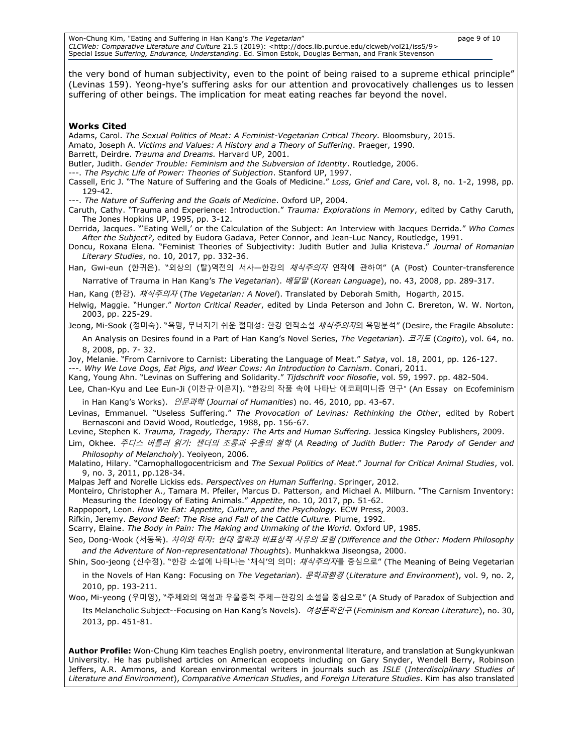the very bond of human subjectivity, even to the point of being raised to a supreme ethical principle" (Levinas 159). Yeong-hye's suffering asks for our attention and provocatively challenges us to lessen suffering of other beings. The implication for meat eating reaches far beyond the novel.

### Works Cited

Adams, Carol. *The Sexual Politics of Meat: A Feminist-Vegetarian Critical Theory.* Bloomsbury, 2015.

Amato, Joseph A. *Victims and Values: A History and a Theory of Suffering*. Praeger, 1990.

Barrett, Deirdre. *Trauma and Dreams.* Harvard UP, 2001.

Butler, Judith. *Gender Trouble: Feminism and the Subversion of Identity*. Routledge, 2006.

---. *The Psychic Life of Power: Theories of Subjection*. Stanford UP, 1997.

Cassell, Eric J. "The Nature of Suffering and the Goals of Medicine." *Loss, Grief and Care*, vol. 8, no. 1-2, 1998, pp. 129-42.

---. *The Nature of Suffering and the Goals of Medicine*. Oxford UP, 2004.

Caruth, Cathy. "Trauma and Experience: Introduction." *Trauma: Explorations in Memory*, edited by Cathy Caruth, The Jones Hopkins UP, 1995, pp. 3-12.

Derrida, Jacques. "'Eating Well,' or the Calculation of the Subject: An Interview with Jacques Derrida." *Who Comes After the Subject?*, edited by Eudora Gadava, Peter Connor, and Jean-Luc Nancy, Routledge, 1991.

Doncu, Roxana Elena. "Feminist Theories of Subjectivity: Judith Butler and Julia Kristeva." *Journal of Romanian Literary Studies*, no. 10, 2017, pp. 332-36.

Han, Gwi-eun (한귀은). "외상의 (탈)역전의 서사—한강의 *채식주의자* 연작에 관하여" (A (Post) Counter-transference Narrative of Trauma in Han Kang's *The Vegetarian*). *배달말* (*Korean Language*), no. 43, 2008, pp. 289-317.

Han, Kang (한강). *채식주의자* (*The Vegetarian: A Novel*). Translated by Deborah Smith, Hogarth, 2015.

Helwig, Maggie. "Hunger." *Norton Critical Reader*, edited by Linda Peterson and John C. Brereton, W. W. Norton, 2003, pp. 225-29.

Jeong, Mi-Sook (정미숙). "욕망, 무너지기 쉬운 절대성: 한강 연작소설 *채식주의자*의 욕망분석" (Desire, the Fragile Absolute: An Analysis on Desires found in a Part of Han Kang's Novel Series, *The Vegetarian*). *코기토* (*Cogito*), vol. 64, no. 8, 2008, pp. 7- 32.

Joy, Melanie. "From Carnivore to Carnist: Liberating the Language of Meat." *Satya*, vol. 18, 2001, pp. 126-127.

---. *Why We Love Dogs, Eat Pigs, and Wear Cows: An Introduction to Carnism*. Conari, 2011.

Kang, Young Ahn. "Levinas on Suffering and Solidarity." *Tijdschrift voor filosofie*, vol. 59, 1997. pp. 482-504.

Lee, Chan-Kyu and Lee Eun-Ji (이찬규·이은지). "한강의 작품 속에 나타난 에코페미니즘 연구" (An Essay on Ecofeminism in Han Kang's Works). *인문과학* (*Journal of Humanities*) no. 46, 2010, pp. 43-67.

Levinas, Emmanuel. "Useless Suffering." *The Provocation of Levinas: Rethinking the Other*, edited by Robert Bernasconi and David Wood, Routledge, 1988, pp. 156-67.

Levine, Stephen K. *Trauma, Tragedy, Therapy: The Arts and Human Suffering.* Jessica Kingsley Publishers, 2009.

Lim, Okhee. *주디스 버틀러 읽기: 젠더의 조롱과 우울의 철학* (*A Reading of Judith Butler: The Parody of Gender and Philosophy of Melancholy*). Yeoiyeon, 2006.

Malatino, Hilary. "Carnophallogocentricism and *The Sexual Politics of Meat*." *Journal for Critical Animal Studies*, vol. 9, no. 3, 2011, pp.128-34.

Malpas Jeff and Norelle Lickiss eds. *Perspectives on Human Suffering*. Springer, 2012.

Monteiro, Christopher A., Tamara M. Pfeiler, Marcus D. Patterson, and Michael A. Milburn. "The Carnism Inventory: Measuring the Ideology of Eating Animals." *Appetite*, no. 10, 2017, pp. 51-62.

Rappoport, Leon. *How We Eat: Appetite, Culture, and the Psychology.* ECW Press, 2003.

Rifkin, Jeremy. *Beyond Beef: The Rise and Fall of the Cattle Culture.* Plume, 1992.

Scarry, Elaine. *The Body in Pain: The Making and Unmaking of the World.* Oxford UP, 1985.

Seo, Dong-Wook (서동욱). *차이와 타자: 현대 철학과 비표상적 사유의 모험 (Difference and the Other: Modern Philosophy and the Adventure of Non-representational Thoughts*). Munhakkwa Jiseongsa, 2000.

Shin, Soo-jeong (신수정). "한강 소설에 나타나는 '채식'의 의미: *채식주의자*를 중심으로" (The Meaning of Being Vegetarian in the Novels of Han Kang: Focusing on *The Vegetarian*). *문학과환경* (*Literature and Environment*), vol. 9, no. 2, 2010, pp. 193-211.

Woo, Mi-yeong (우미영), "주체와의 역설과 우울증적 주체—한강의 소설을 중심으로" (A Study of Paradox of Subjection and Its Melancholic Subject--Focusing on Han Kang's Novels). *여성문학연구* (*Feminism and Korean Literature*), no. 30, 2013, pp. 451-81.

**Author Profile:** Won-Chung Kim teaches English poetry, environmental literature, and translation at Sungkyunkwan University. He has published articles on American ecopoets including on Gary Snyder, Wendell Berry, Robinson Jeffers, A.R. Ammons, and Korean environmental writers in journals such as *ISLE* (*Interdisciplinary Studies of Literature and Environment*), *Comparative American Studies*, and *Foreign Literature Studies*. Kim has also translated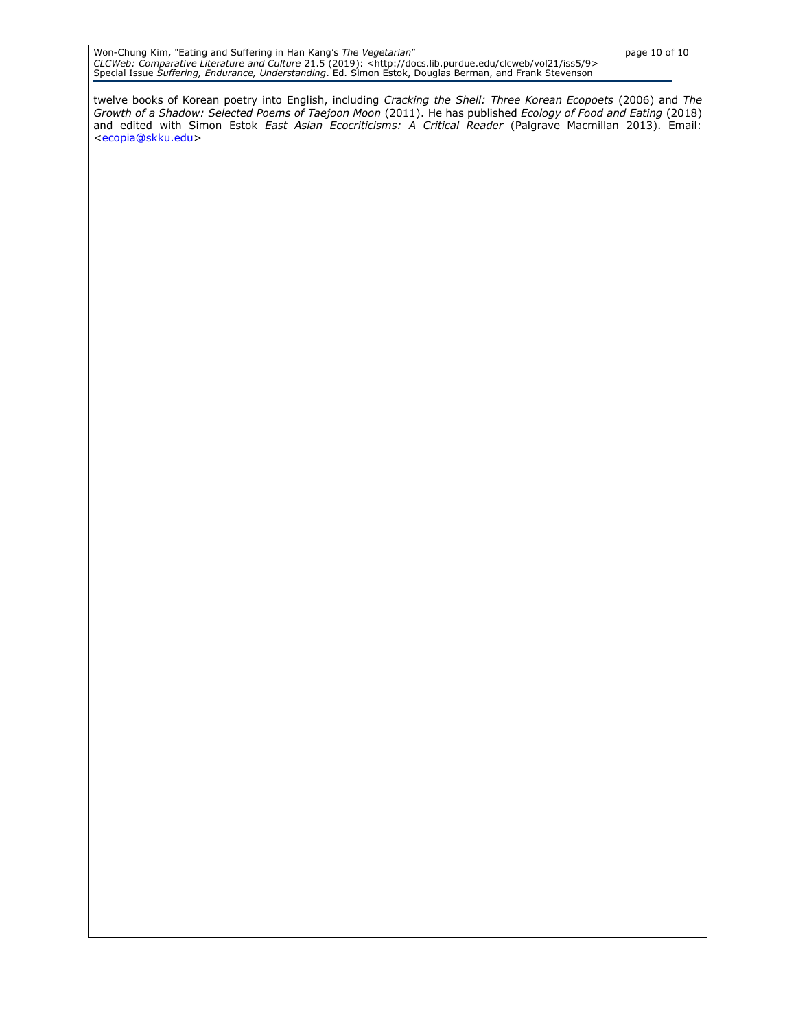twelve books of Korean poetry into English, including *Cracking the Shell: Three Korean Ecopoets* (2006) and *The Growth of a Shadow: Selected Poems of Taejoon Moon* (2011). He has published *Ecology of Food and Eating* (2018) and edited with Simon Estok *East Asian Ecocriticisms: A Critical Reader* (Palgrave Macmillan 2013). Email: <ecopia@skku.edu>